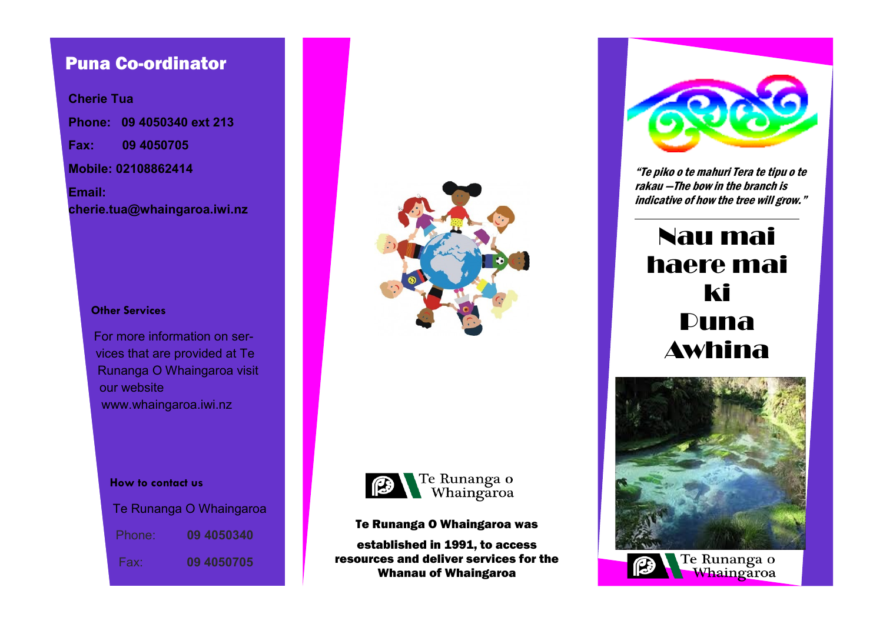## Puna Co-ordinator

**Cherie Tua**

**Phone: 09 4050340 ext 213**

**Fax: 09 4050705**

**Mobile: 02108862414**

**Email: cherie.tua@whaingaroa.iwi.nz**

### Other Services

For more information on services that are provided at Te Runanga O Whaingaroa visit our website www.whaingaroa.iwi.nz

### How to contact us

Te Runanga O Whaingaroa

Phone: **09 4050340**

Fax: **09 4050705**

Te Runanga o Whaingaroa

**Te Runanga O Whaingaroa was established in 1991, to access resources and deliver services for the Whanau of Whaingaroa**

***"Te piko o te mahuri Tera te tipu o te rakau —The bow in the branch is indicative of how the tree will grow."***

# Nau mai haere mai ki Puna Awhina

Te Runanga o Whaingaroa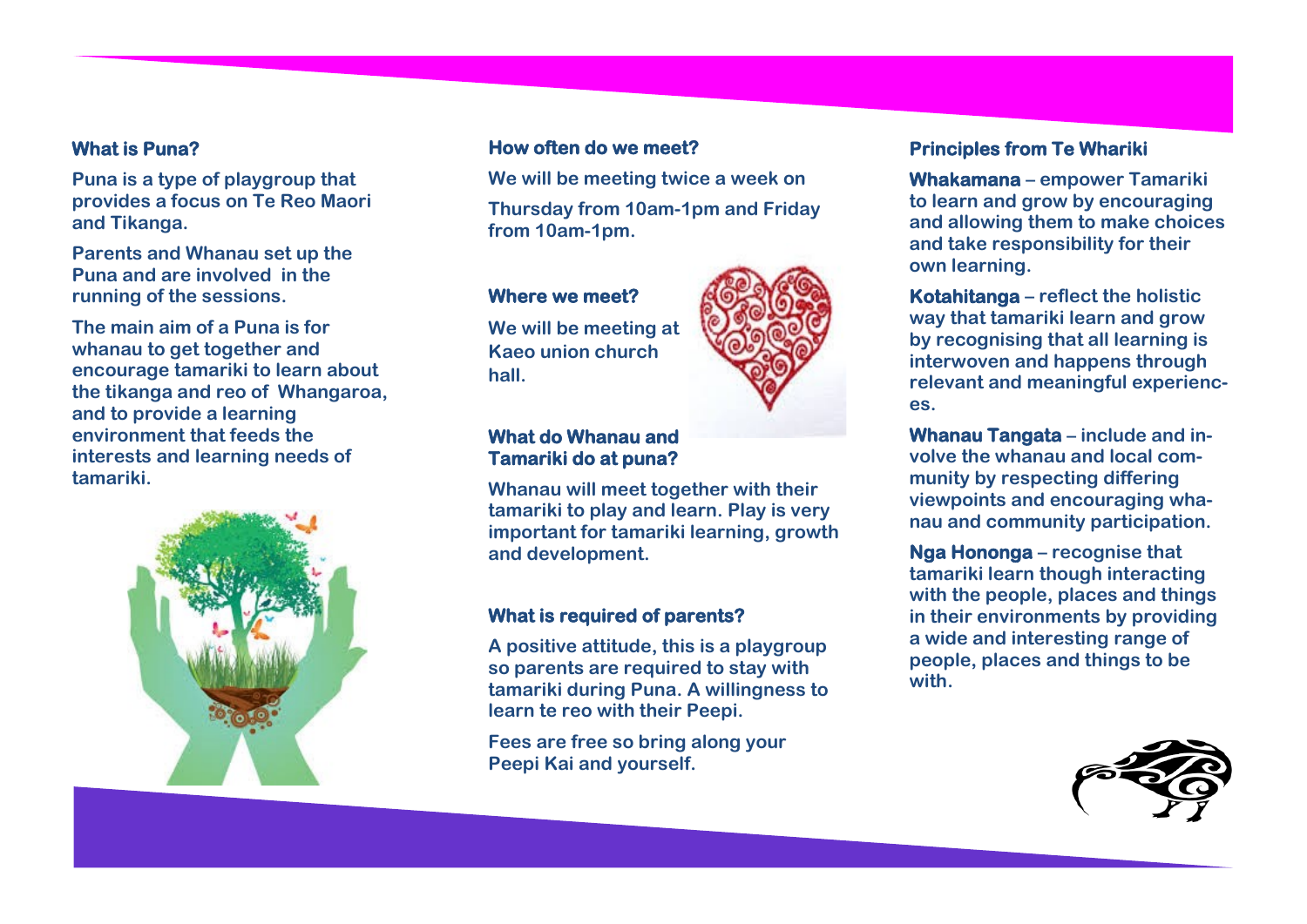### What is Puna?

Puna is a type of playgroup that provides a focus on Te Reo Maori and Tikanga.

Parents and Whanau set up the Puna and are involved in the running of the sessions.

The main aim of a Puna is for whanau to get together and encourage tamariki to learn about the tikanga and reo of Whangaroa, and to provide a learning environment that feeds the interests and learning needs of tamariki.

### How often do we meet?

We will be meeting twice a week on

Thursday from 10am-1pm and Friday from 10am-1pm.

### Where we meet?

We will be meeting at Kaeo union church hall.

### What do Whanau and Tamariki do at puna?

Whanau will meet together with their tamariki to play and learn. Play is very important for tamariki learning, growth and development.

### What is required of parents?

A positive attitude, this is a playgroup so parents are required to stay with tamariki during Puna. A willingness to learn te reo with their Peepi.

Fees are free so bring along your Peepi Kai and yourself.

### Principles from Te Whariki

**Whakamana** – empower Tamariki to learn and grow by encouraging and allowing them to make choices and take responsibility for their own learning.

**Kotahitanga** – reflect the holistic way that tamariki learn and grow by recognising that all learning is interwoven and happens through relevant and meaningful experiences.

**Whanau Tangata** – include and involve the whanau and local community by respecting differing viewpoints and encouraging whanau and community participation.

**Nga Hononga** – recognise that tamariki learn though interacting with the people, places and things in their environments by providing a wide and interesting range of people, places and things to be with.